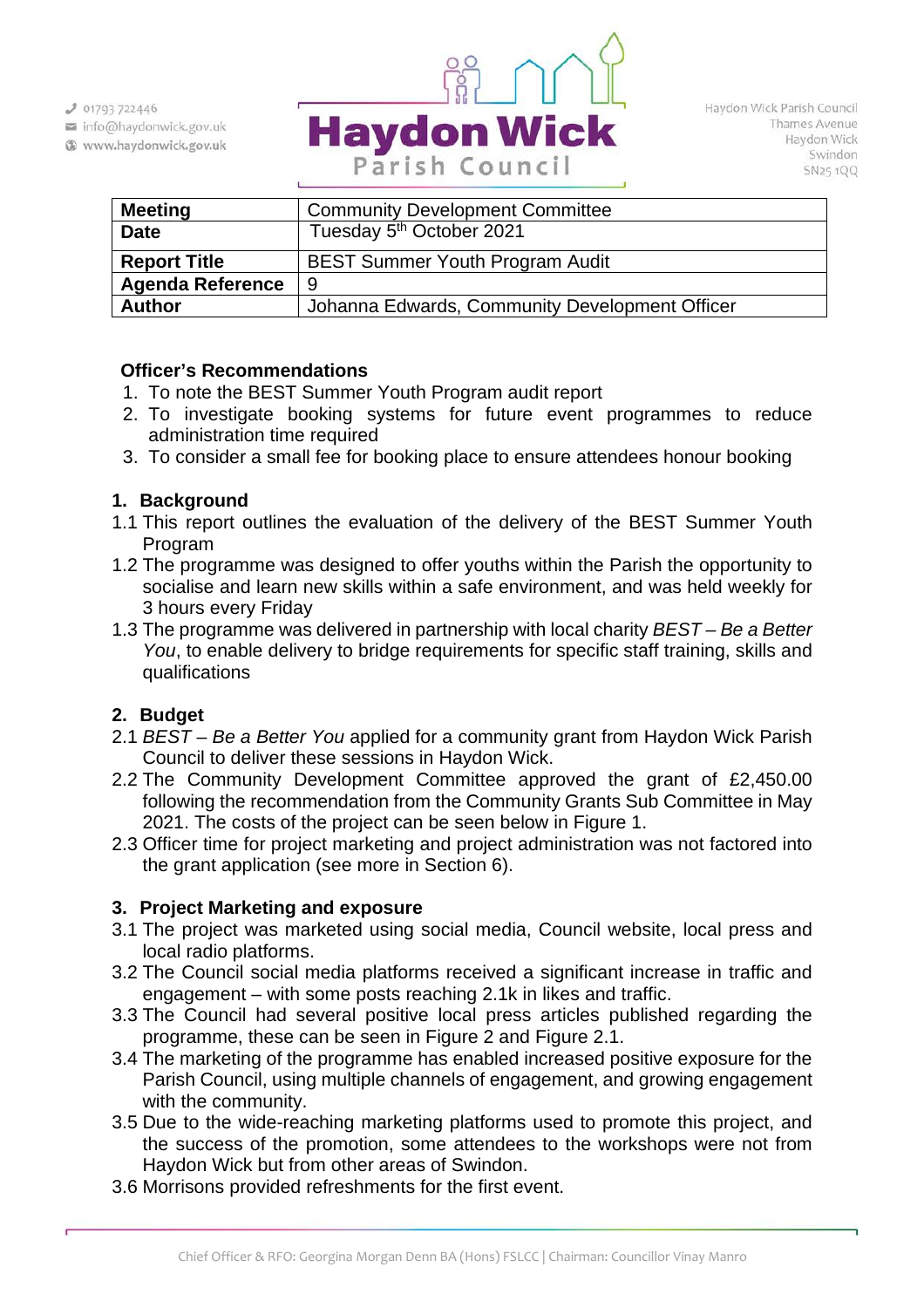01793 722446
info@haydonwick.gov.uk
www.haydonwick.gov.uk

**Haydon Wick Parish Council**

Haydon Wick Parish Council
Thames Avenue
Haydon Wick
Swindon
SN25 1QQ

| **Meeting** | Community Development Committee |
|---|---|
| **Date** | Tuesday 5th October 2021 |
| **Report Title** | BEST Summer Youth Program Audit |
| **Agenda Reference** | 9 |
| **Author** | Johanna Edwards, Community Development Officer |

**Officer's Recommendations**

1. To note the BEST Summer Youth Program audit report
2. To investigate booking systems for future event programmes to reduce administration time required
3. To consider a small fee for booking place to ensure attendees honour booking

## 1. Background

1.1 This report outlines the evaluation of the delivery of the BEST Summer Youth Program

1.2 The programme was designed to offer youths within the Parish the opportunity to socialise and learn new skills within a safe environment, and was held weekly for 3 hours every Friday

1.3 The programme was delivered in partnership with local charity *BEST – Be a Better You*, to enable delivery to bridge requirements for specific staff training, skills and qualifications

## 2. Budget

2.1 *BEST – Be a Better You* applied for a community grant from Haydon Wick Parish Council to deliver these sessions in Haydon Wick.

2.2 The Community Development Committee approved the grant of £2,450.00 following the recommendation from the Community Grants Sub Committee in May 2021. The costs of the project can be seen below in Figure 1.

2.3 Officer time for project marketing and project administration was not factored into the grant application (see more in Section 6).

## 3. Project Marketing and exposure

3.1 The project was marketed using social media, Council website, local press and local radio platforms.

3.2 The Council social media platforms received a significant increase in traffic and engagement – with some posts reaching 2.1k in likes and traffic.

3.3 The Council had several positive local press articles published regarding the programme, these can be seen in Figure 2 and Figure 2.1.

3.4 The marketing of the programme has enabled increased positive exposure for the Parish Council, using multiple channels of engagement, and growing engagement with the community.

3.5 Due to the wide-reaching marketing platforms used to promote this project, and the success of the promotion, some attendees to the workshops were not from Haydon Wick but from other areas of Swindon.

3.6 Morrisons provided refreshments for the first event.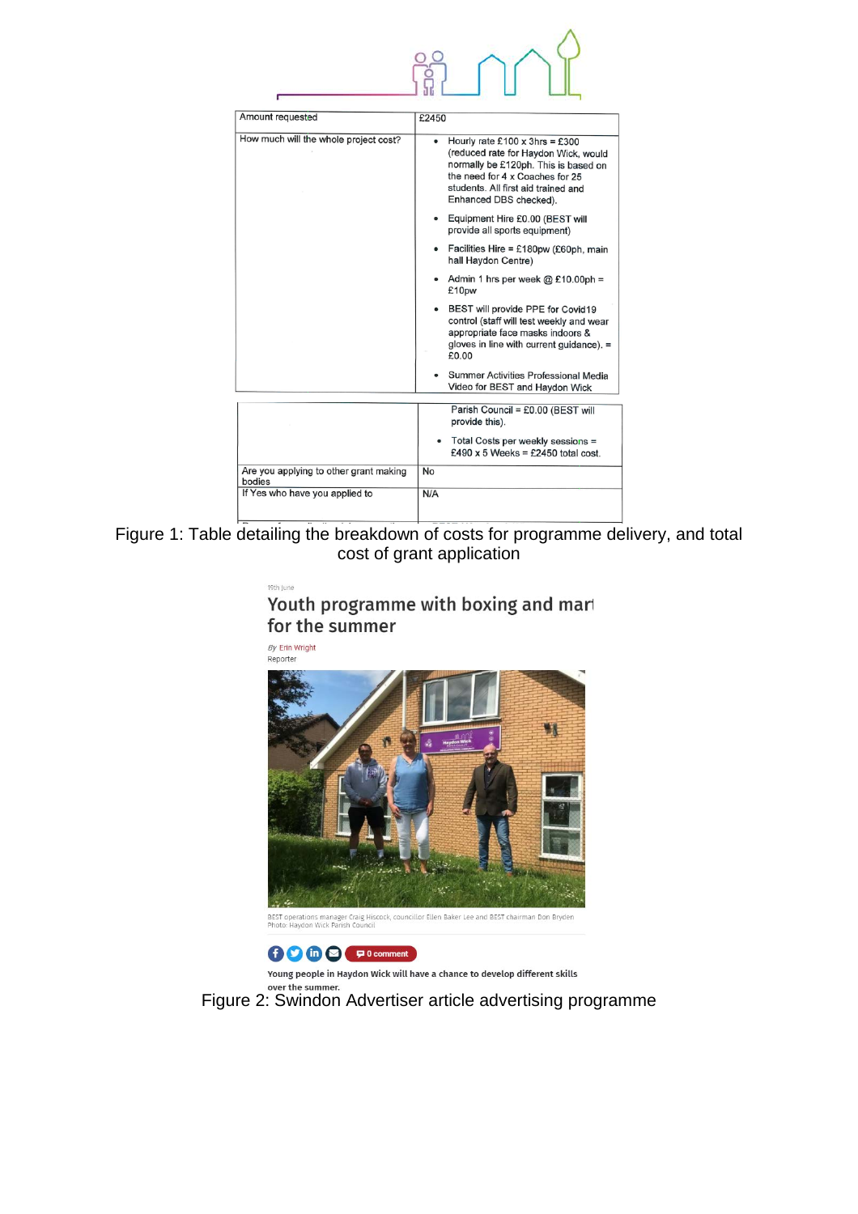| Amount requested | £2450 |
| --- | --- |
| How much will the whole project cost? | • Hourly rate £100 x 3hrs = £300 (reduced rate for Haydon Wick, would normally be £120ph. This is based on the need for 4 x Coaches for 25 students. All first aid trained and Enhanced DBS checked).<br>• Equipment Hire £0.00 (BEST will provide all sports equipment)<br>• Facilities Hire = £180pw (£60ph, main hall Haydon Centre)<br>• Admin 1 hrs per week @ £10.00ph = £10pw<br>• BEST will provide PPE for Covid19 control (staff will test weekly and wear appropriate face masks indoors & gloves in line with current guidance). = £0.00<br>• Summer Activities Professional Media Video for BEST and Haydon Wick Parish Council = £0.00 (BEST will provide this).<br>• Total Costs per weekly sessions = £490 x 5 Weeks = £2450 total cost. |
| Are you applying to other grant making bodies | No |
| If Yes who have you applied to | N/A |

Figure 1: Table detailing the breakdown of costs for programme delivery, and total cost of grant application

19th June

## Youth programme with boxing and mart for the summer

*By* Erin Wright
Reporter

BEST operations manager Craig Hiscock, councillor Ellen Baker Lee and BEST chairman Don Bryden
Photo: Haydon Wick Parish Council

0 comment

**Young people in Haydon Wick will have a chance to develop different skills over the summer.**

Figure 2: Swindon Advertiser article advertising programme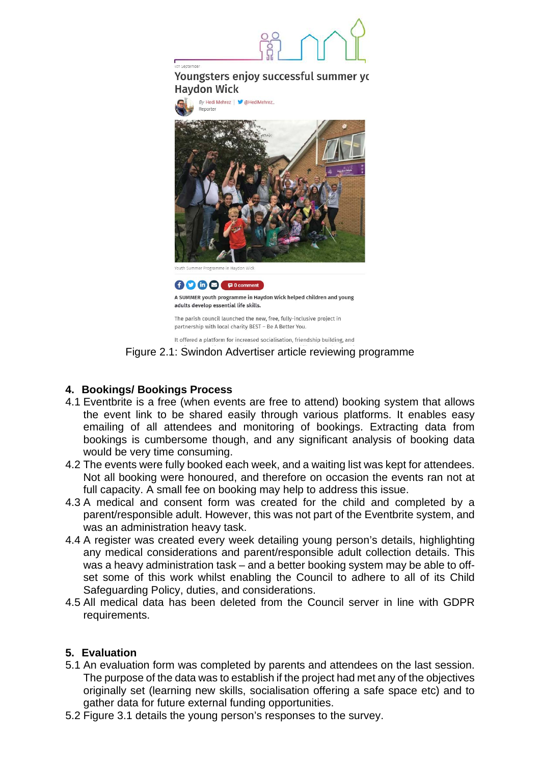Figure 2.1: Swindon Advertiser article reviewing programme

## 4. Bookings/ Bookings Process

4.1 Eventbrite is a free (when events are free to attend) booking system that allows the event link to be shared easily through various platforms. It enables easy emailing of all attendees and monitoring of bookings. Extracting data from bookings is cumbersome though, and any significant analysis of booking data would be very time consuming.

4.2 The events were fully booked each week, and a waiting list was kept for attendees. Not all booking were honoured, and therefore on occasion the events ran not at full capacity. A small fee on booking may help to address this issue.

4.3 A medical and consent form was created for the child and completed by a parent/responsible adult. However, this was not part of the Eventbrite system, and was an administration heavy task.

4.4 A register was created every week detailing young person's details, highlighting any medical considerations and parent/responsible adult collection details. This was a heavy administration task – and a better booking system may be able to off-set some of this work whilst enabling the Council to adhere to all of its Child Safeguarding Policy, duties, and considerations.

4.5 All medical data has been deleted from the Council server in line with GDPR requirements.

## 5. Evaluation

5.1 An evaluation form was completed by parents and attendees on the last session. The purpose of the data was to establish if the project had met any of the objectives originally set (learning new skills, socialisation offering a safe space etc) and to gather data for future external funding opportunities.

5.2 Figure 3.1 details the young person's responses to the survey.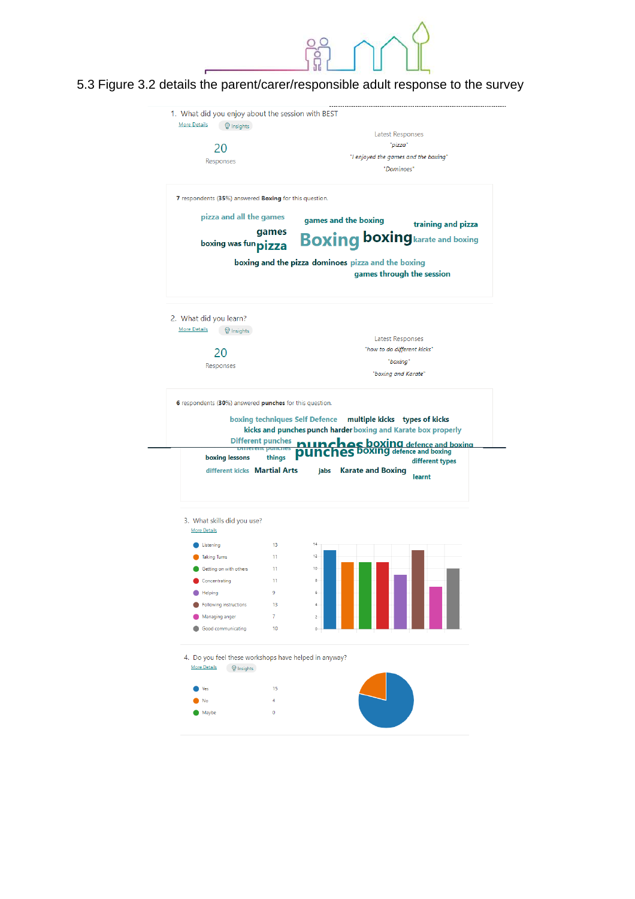5.3 Figure 3.2 details the parent/carer/responsible adult response to the survey

1. What did you enjoy about the session with BEST

More Details | Insights

**20** Responses

Latest Responses

*"pizza"*

*"I enjoyed the games and the boxing"*

*"Dominoes"*

**7** respondents (**35%**) answered **Boxing** for this question.

pizza and all the games · games and the boxing · training and pizza · games · boxing was fun · pizza · Boxing · boxing · karate and boxing · boxing and the pizza · dominoes · pizza and the boxing · games through the session

2. What did you learn?

More Details | Insights

**20** Responses

Latest Responses

*"how to do different kicks"*

*"boxing"*

*"boxing and Karate"*

**6** respondents (**30%**) answered **punches** for this question.

boxing techniques · Self Defence · multiple kicks · types of kicks · kicks and punches · punch harder · boxing and Karate · box properly · Different punches · punches · boxing · defence and boxing · different punches · boxing lessons · things · different types · different kicks · Martial Arts · jabs · Karate and Boxing · learnt

3. What skills did you use?

More Details

| Skill | Responses |
|---|---|
| Listening | 13 |
| Taking Turns | 11 |
| Getting on with others | 11 |
| Concentrating | 11 |
| Helping | 9 |
| Following instructions | 13 |
| Managing anger | 7 |
| Good communicating | 10 |

4. Do you feel these workshops have helped in anyway?

More Details | Insights

| Answer | Responses |
|---|---|
| Yes | 15 |
| No | 4 |
| Maybe | 0 |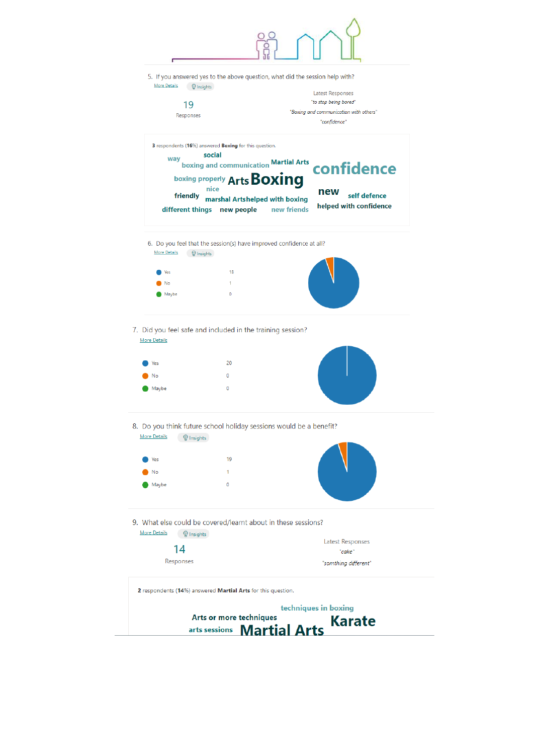5. If you answered yes to the above question, what did the session help with?

More Details | Insights

**19** Responses

Latest Responses

"to stop being bored"

"Boxing and communication with others"

"confidence"

**3** respondents (**16%**) answered **Boxing** for this question.

way, social, boxing and communication, Martial Arts, confidence, boxing properly, Arts, Boxing, nice, new, friendly, marshal Arts, helped with boxing, self defence, different things, new people, new friends, helped with confidence

6. Do you feel that the session(s) have improved confidence at all?

More Details | Insights

| Response | Count |
|---|---|
| Yes | 18 |
| No | 1 |
| Maybe | 0 |

7. Did you feel safe and included in the training session?

More Details

| Response | Count |
|---|---|
| Yes | 20 |
| No | 0 |
| Maybe | 0 |

8. Do you think future school holiday sessions would be a benefit?

More Details | Insights

| Response | Count |
|---|---|
| Yes | 19 |
| No | 1 |
| Maybe | 0 |

9. What else could be covered/learnt about in these sessions?

More Details | Insights

**14** Responses

Latest Responses

"cake"

"somthing different"

**2** respondents (**14%**) answered **Martial Arts** for this question.

techniques in boxing, Arts or more techniques, Karate, arts sessions, Martial Arts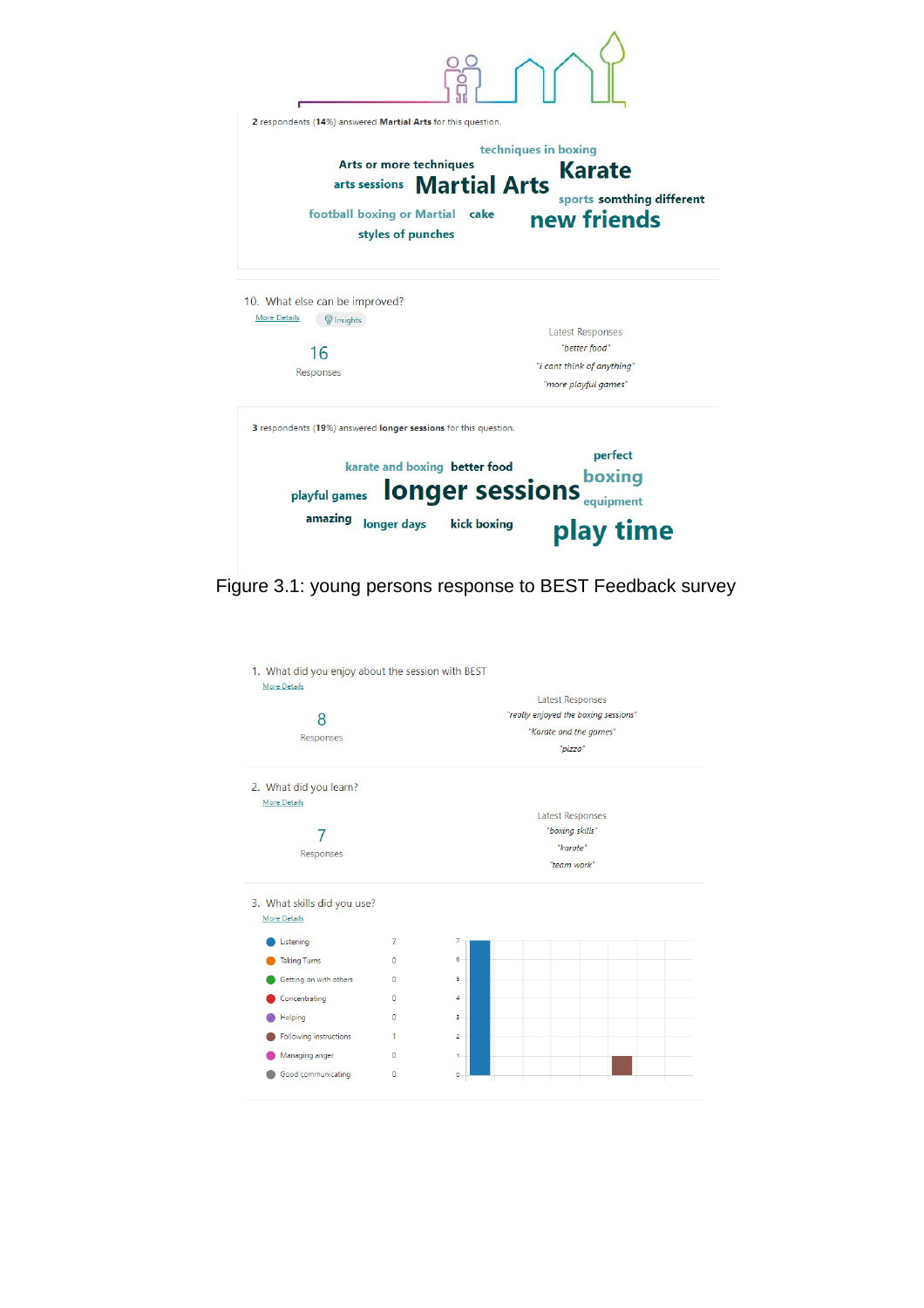2 respondents (14%) answered Martial Arts for this question.

techniques in boxing
Arts or more techniques
Karate
arts sessions
Martial Arts
sports
somthing different
football boxing or Martial
cake
new friends
styles of punches

10. What else can be improved?

More Details

Insights

16

Responses

Latest Responses

*"better food"*

*"i cant think of anything"*

*"more playful games"*

3 respondents (19%) answered longer sessions for this question.

perfect
karate and boxing
better food
boxing
playful games
longer sessions
equipment
amazing
longer days
kick boxing
play time

Figure 3.1: young persons response to BEST Feedback survey

1. What did you enjoy about the session with BEST

More Details

8

Responses

Latest Responses

*"really enjoyed the boxing sessions"*

*"Karate and the games"*

*"pizza"*

2. What did you learn?

More Details

7

Responses

Latest Responses

*"boxing skills"*

*"karate"*

*"team work"*

3. What skills did you use?

More Details

| Skill | Count |
|---|---|
| Listening | 7 |
| Taking Turns | 0 |
| Getting on with others | 0 |
| Concentrating | 0 |
| Helping | 0 |
| Following instructions | 1 |
| Managing anger | 0 |
| Good communicating | 0 |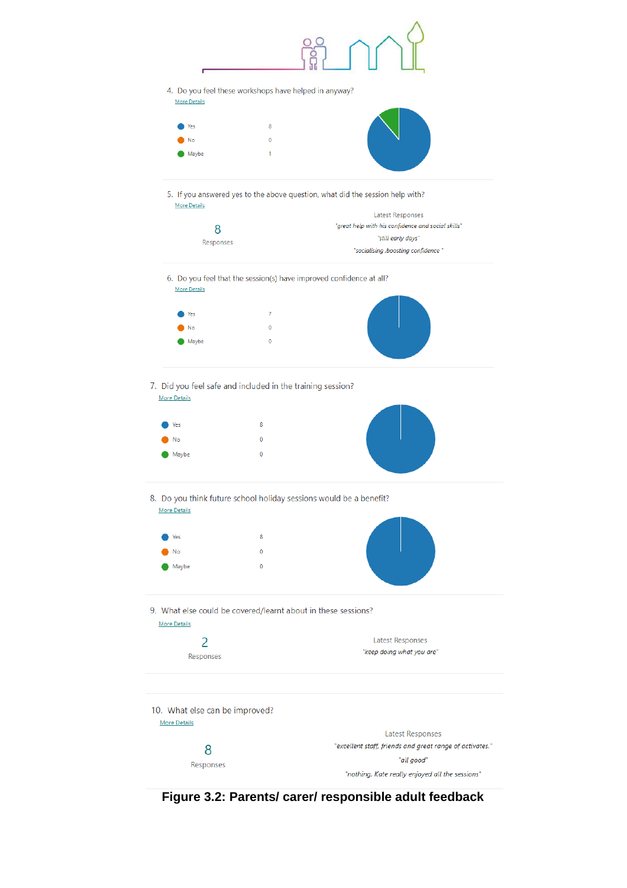4. Do you feel these workshops have helped in anyway?

More Details

| | |
|---|---|
| Yes | 8 |
| No | 0 |
| Maybe | 1 |

5. If you answered yes to the above question, what did the session help with?

More Details

8 Responses

Latest Responses

*"great help with his confidence and social skills"*

*"still early days"*

*"socialising ,boosting confidence "*

6. Do you feel that the session(s) have improved confidence at all?

More Details

| | |
|---|---|
| Yes | 7 |
| No | 0 |
| Maybe | 0 |

7. Did you feel safe and included in the training session?

More Details

| | |
|---|---|
| Yes | 8 |
| No | 0 |
| Maybe | 0 |

8. Do you think future school holiday sessions would be a benefit?

More Details

| | |
|---|---|
| Yes | 8 |
| No | 0 |
| Maybe | 0 |

9. What else could be covered/learnt about in these sessions?

More Details

2 Responses

Latest Responses

*"keep doing what you are"*

10. What else can be improved?

More Details

8 Responses

Latest Responses

*"excellent staff, friends and great range of activates."*

*"all good"*

*"nothing, Kate really enjoyed all the sessions"*

**Figure 3.2: Parents/ carer/ responsible adult feedback**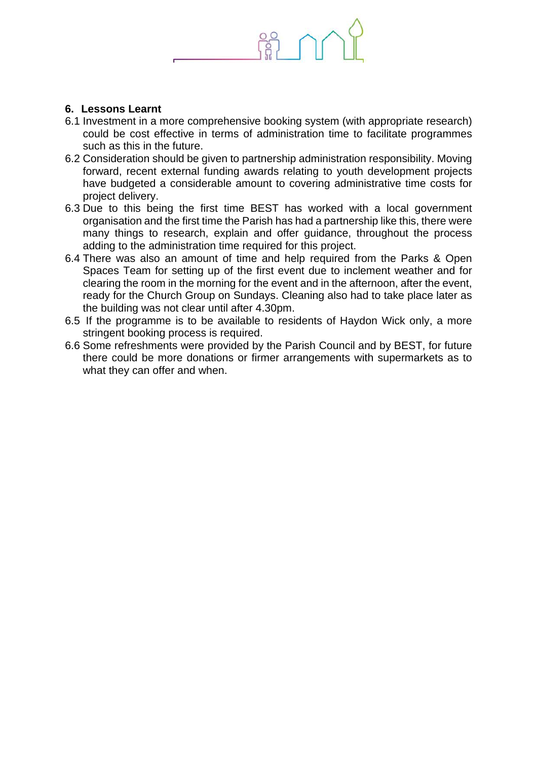## 6. Lessons Learnt

6.1 Investment in a more comprehensive booking system (with appropriate research) could be cost effective in terms of administration time to facilitate programmes such as this in the future.

6.2 Consideration should be given to partnership administration responsibility. Moving forward, recent external funding awards relating to youth development projects have budgeted a considerable amount to covering administrative time costs for project delivery.

6.3 Due to this being the first time BEST has worked with a local government organisation and the first time the Parish has had a partnership like this, there were many things to research, explain and offer guidance, throughout the process adding to the administration time required for this project.

6.4 There was also an amount of time and help required from the Parks & Open Spaces Team for setting up of the first event due to inclement weather and for clearing the room in the morning for the event and in the afternoon, after the event, ready for the Church Group on Sundays. Cleaning also had to take place later as the building was not clear until after 4.30pm.

6.5 If the programme is to be available to residents of Haydon Wick only, a more stringent booking process is required.

6.6 Some refreshments were provided by the Parish Council and by BEST, for future there could be more donations or firmer arrangements with supermarkets as to what they can offer and when.